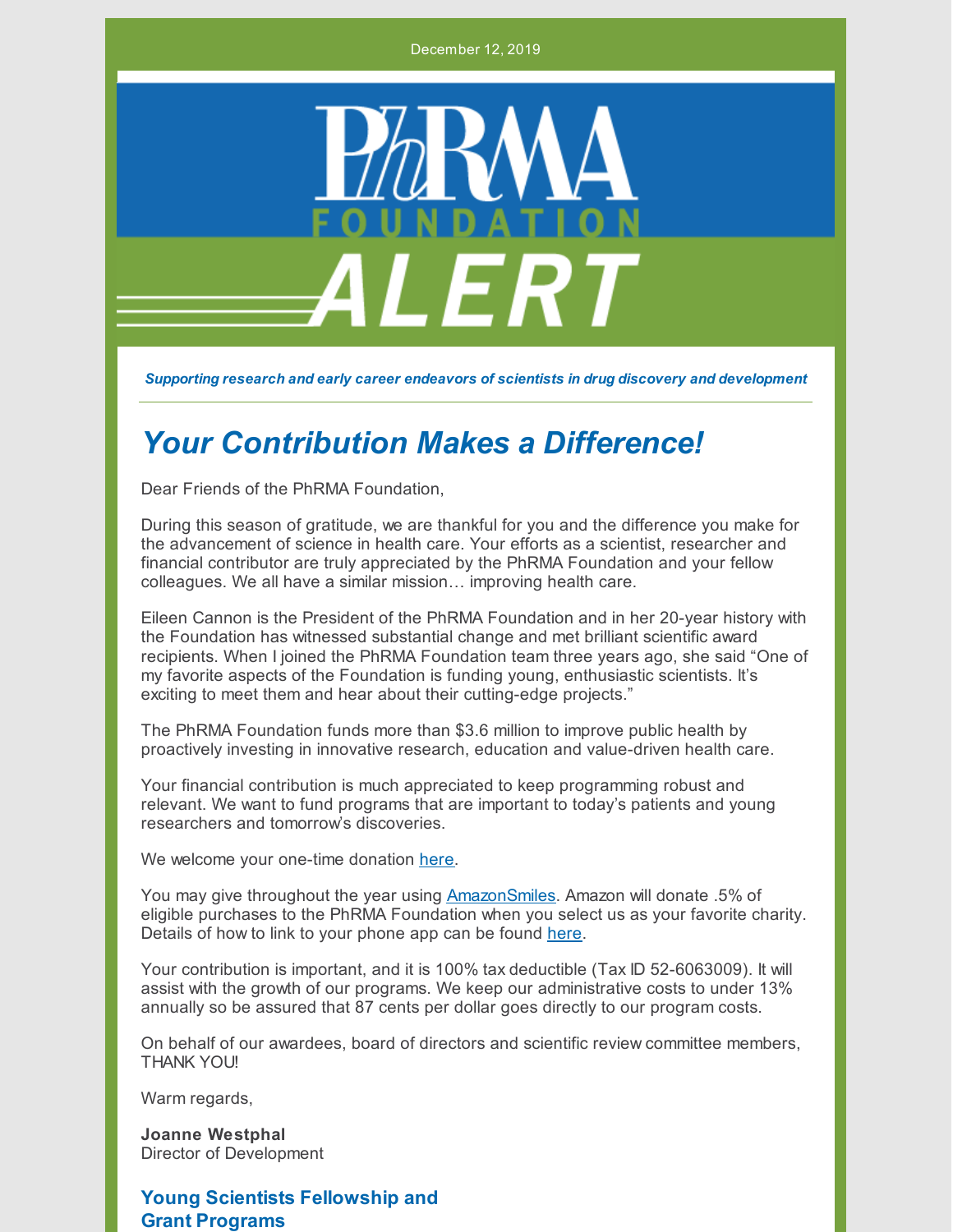December 12, 2019

# PhRMA FOUNDATION ALERT

*Supporting research and early career endeavors of scientists in drug discovery and development*

---

## *Your Contribution Makes a Difference!*

Dear Friends of the PhRMA Foundation,

During this season of gratitude, we are thankful for you and the difference you make for the advancement of science in health care. Your efforts as a scientist, researcher and financial contributor are truly appreciated by the PhRMA Foundation and your fellow colleagues. We all have a similar mission… improving health care.

Eileen Cannon is the President of the PhRMA Foundation and in her 20-year history with the Foundation has witnessed substantial change and met brilliant scientific award recipients. When I joined the PhRMA Foundation team three years ago, she said “One of my favorite aspects of the Foundation is funding young, enthusiastic scientists. It’s exciting to meet them and hear about their cutting-edge projects.”

The PhRMA Foundation funds more than $3.6 million to improve public health by proactively investing in innovative research, education and value-driven health care.

Your financial contribution is much appreciated to keep programming robust and relevant. We want to fund programs that are important to today’s patients and young researchers and tomorrow’s discoveries.

We welcome your one-time donation here.

You may give throughout the year using AmazonSmiles. Amazon will donate .5% of eligible purchases to the PhRMA Foundation when you select us as your favorite charity. Details of how to link to your phone app can be found here.

Your contribution is important, and it is 100% tax deductible (Tax ID 52-6063009). It will assist with the growth of our programs. We keep our administrative costs to under 13% annually so be assured that 87 cents per dollar goes directly to our program costs.

On behalf of our awardees, board of directors and scientific review committee members, THANK YOU!

Warm regards,

**Joanne Westphal**
Director of Development

### Young Scientists Fellowship and Grant Programs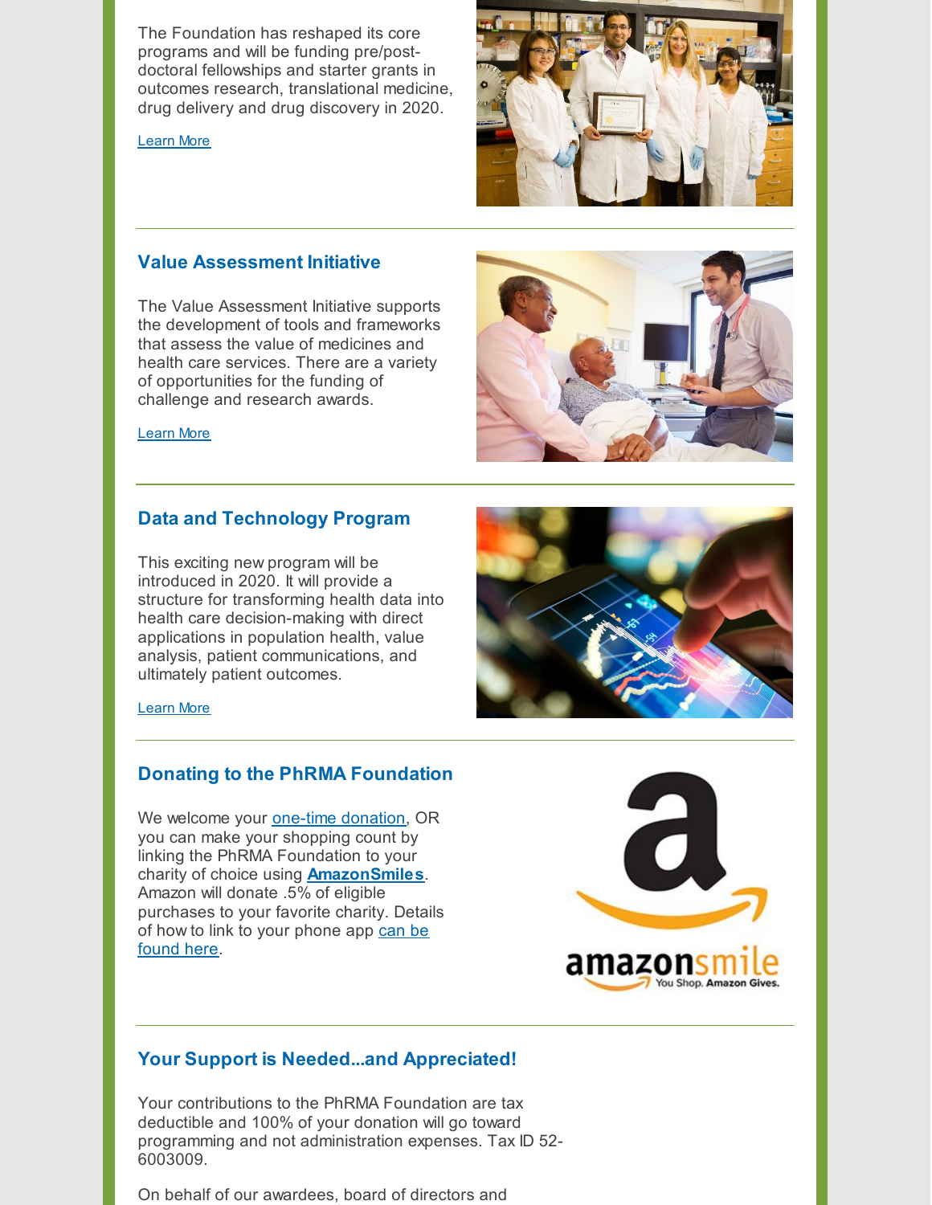The Foundation has reshaped its core programs and will be funding pre/post-doctoral fellowships and starter grants in outcomes research, translational medicine, drug delivery and drug discovery in 2020.

Learn More

## Value Assessment Initiative

The Value Assessment Initiative supports the development of tools and frameworks that assess the value of medicines and health care services. There are a variety of opportunities for the funding of challenge and research awards.

Learn More

## Data and Technology Program

This exciting new program will be introduced in 2020. It will provide a structure for transforming health data into health care decision-making with direct applications in population health, value analysis, patient communications, and ultimately patient outcomes.

Learn More

## Donating to the PhRMA Foundation

We welcome your one-time donation, OR you can make your shopping count by linking the PhRMA Foundation to your charity of choice using **AmazonSmiles**. Amazon will donate .5% of eligible purchases to your favorite charity. Details of how to link to your phone app can be found here.

## Your Support is Needed...and Appreciated!

Your contributions to the PhRMA Foundation are tax deductible and 100% of your donation will go toward programming and not administration expenses. Tax ID 52-6003009.

On behalf of our awardees, board of directors and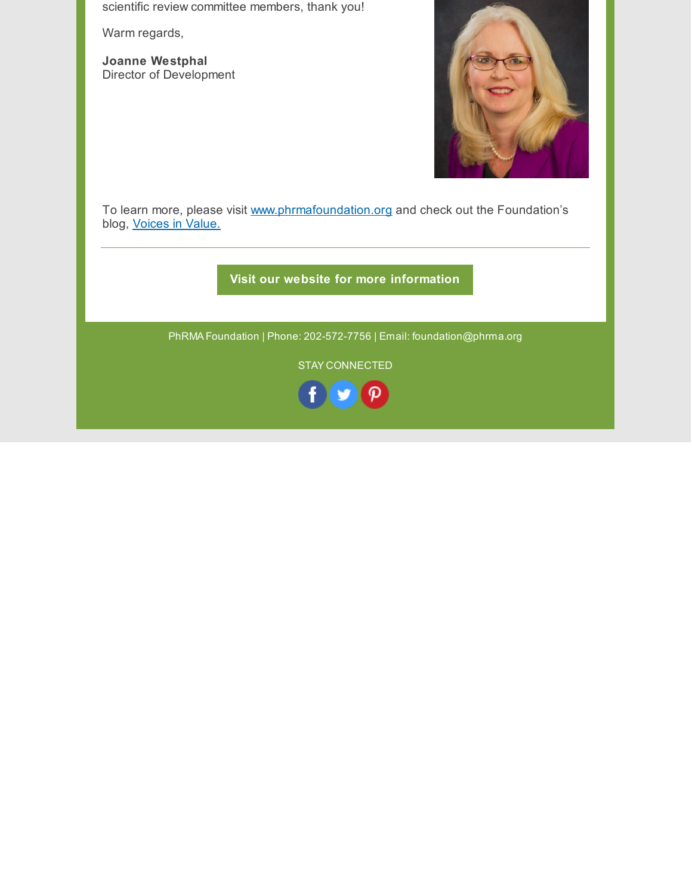scientific review committee members, thank you!

Warm regards,

**Joanne Westphal**
Director of Development

To learn more, please visit www.phrmafoundation.org and check out the Foundation's blog, Voices in Value.

---

Visit our website for more information

PhRMA Foundation | Phone: 202-572-7756 | Email: foundation@phrma.org

STAY CONNECTED